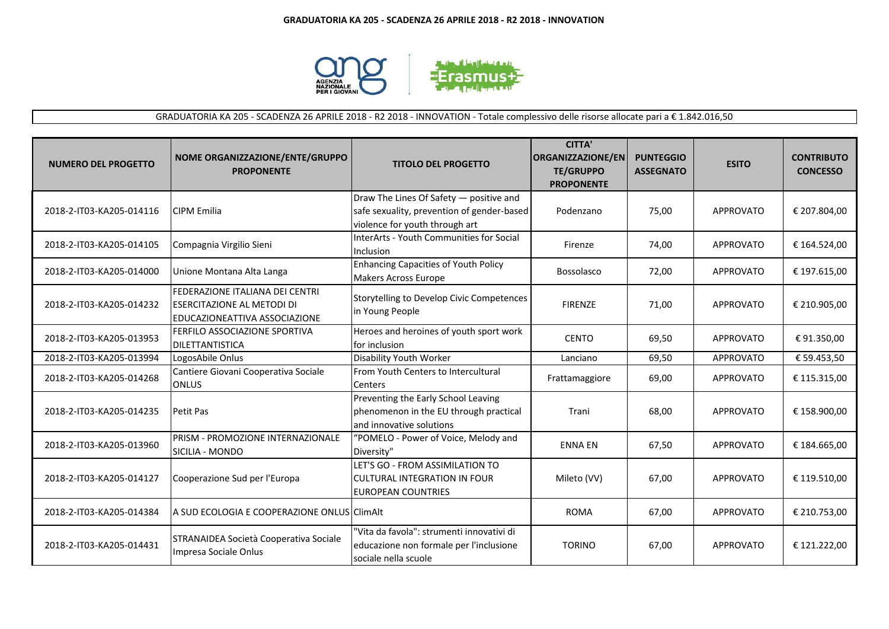# GRADUATORIA KA 205 - SCADENZA 26 APRILE 2018 - R2 2018 - INNOVATION

GRADUATORIA KA 205 - SCADENZA 26 APRILE 2018 - R2 2018 - INNOVATION - Totale complessivo delle risorse allocate pari a € 1.842.016,50

| NUMERO DEL PROGETTO | NOME ORGANIZZAZIONE/ENTE/GRUPPO PROPONENTE | TITOLO DEL PROGETTO | CITTA' ORGANIZZAZIONE/ENTE/GRUPPO PROPONENTE | PUNTEGGIO ASSEGNATO | ESITO | CONTRIBUTO CONCESSO |
|---|---|---|---|---|---|---|
| 2018-2-IT03-KA205-014116 | CIPM Emilia | Draw The Lines Of Safety — positive and safe sexuality, prevention of gender-based violence for youth through art | Podenzano | 75,00 | APPROVATO | € 207.804,00 |
| 2018-2-IT03-KA205-014105 | Compagnia Virgilio Sieni | InterArts - Youth Communities for Social Inclusion | Firenze | 74,00 | APPROVATO | € 164.524,00 |
| 2018-2-IT03-KA205-014000 | Unione Montana Alta Langa | Enhancing Capacities of Youth Policy Makers Across Europe | Bossolasco | 72,00 | APPROVATO | € 197.615,00 |
| 2018-2-IT03-KA205-014232 | FEDERAZIONE ITALIANA DEI CENTRI ESERCITAZIONE AL METODI DI EDUCAZIONEATTIVA ASSOCIAZIONE | Storytelling to Develop Civic Competences in Young People | FIRENZE | 71,00 | APPROVATO | € 210.905,00 |
| 2018-2-IT03-KA205-013953 | FERFILO ASSOCIAZIONE SPORTIVA DILETTANTISTICA | Heroes and heroines of youth sport work for inclusion | CENTO | 69,50 | APPROVATO | € 91.350,00 |
| 2018-2-IT03-KA205-013994 | LogosAbile Onlus | Disability Youth Worker | Lanciano | 69,50 | APPROVATO | € 59.453,50 |
| 2018-2-IT03-KA205-014268 | Cantiere Giovani Cooperativa Sociale ONLUS | From Youth Centers to Intercultural Centers | Frattamaggiore | 69,00 | APPROVATO | € 115.315,00 |
| 2018-2-IT03-KA205-014235 | Petit Pas | Preventing the Early School Leaving phenomenon in the EU through practical and innovative solutions | Trani | 68,00 | APPROVATO | € 158.900,00 |
| 2018-2-IT03-KA205-013960 | PRISM - PROMOZIONE INTERNAZIONALE SICILIA - MONDO | "POMELO - Power of Voice, Melody and Diversity" | ENNA EN | 67,50 | APPROVATO | € 184.665,00 |
| 2018-2-IT03-KA205-014127 | Cooperazione Sud per l'Europa | LET'S GO - FROM ASSIMILATION TO CULTURAL INTEGRATION IN FOUR EUROPEAN COUNTRIES | Mileto (VV) | 67,00 | APPROVATO | € 119.510,00 |
| 2018-2-IT03-KA205-014384 | A SUD ECOLOGIA E COOPERAZIONE ONLUS | ClimAlt | ROMA | 67,00 | APPROVATO | € 210.753,00 |
| 2018-2-IT03-KA205-014431 | STRANAIDEA Società Cooperativa Sociale Impresa Sociale Onlus | "Vita da favola": strumenti innovativi di educazione non formale per l'inclusione sociale nella scuole | TORINO | 67,00 | APPROVATO | € 121.222,00 |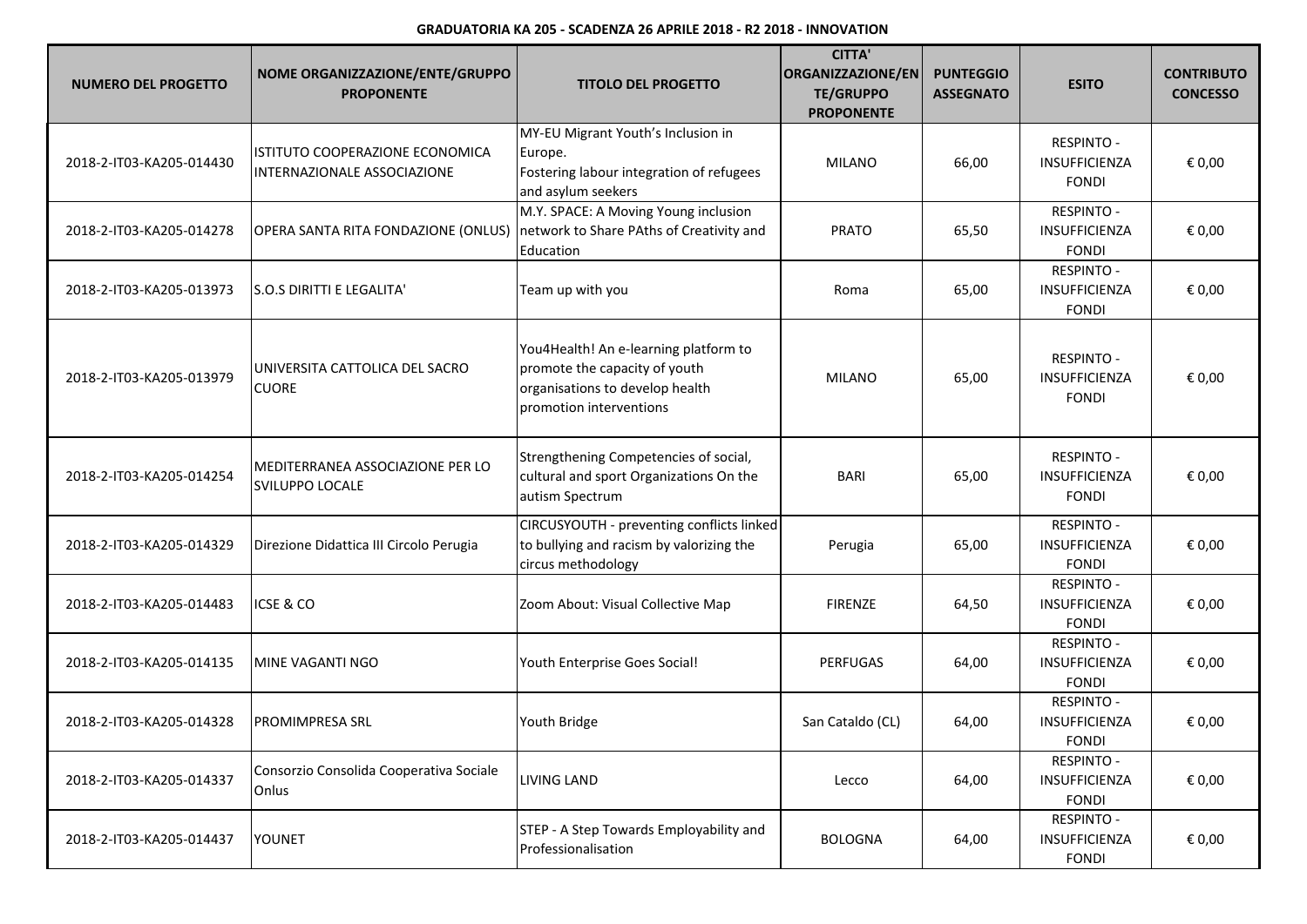**GRADUATORIA KA 205 - SCADENZA 26 APRILE 2018 - R2 2018 - INNOVATION**

| NUMERO DEL PROGETTO | NOME ORGANIZZAZIONE/ENTE/GRUPPO PROPONENTE | TITOLO DEL PROGETTO | CITTA' ORGANIZZAZIONE/ENTE/GRUPPO PROPONENTE | PUNTEGGIO ASSEGNATO | ESITO | CONTRIBUTO CONCESSO |
|---|---|---|---|---|---|---|
| 2018-2-IT03-KA205-014430 | ISTITUTO COOPERAZIONE ECONOMICA INTERNAZIONALE ASSOCIAZIONE | MY-EU Migrant Youth's Inclusion in Europe. Fostering labour integration of refugees and asylum seekers | MILANO | 66,00 | RESPINTO - INSUFFICIENZA FONDI | € 0,00 |
| 2018-2-IT03-KA205-014278 | OPERA SANTA RITA FONDAZIONE (ONLUS) | M.Y. SPACE: A Moving Young inclusion network to Share PAths of Creativity and Education | PRATO | 65,50 | RESPINTO - INSUFFICIENZA FONDI | € 0,00 |
| 2018-2-IT03-KA205-013973 | S.O.S DIRITTI E LEGALITA' | Team up with you | Roma | 65,00 | RESPINTO - INSUFFICIENZA FONDI | € 0,00 |
| 2018-2-IT03-KA205-013979 | UNIVERSITA CATTOLICA DEL SACRO CUORE | You4Health! An e-learning platform to promote the capacity of youth organisations to develop health promotion interventions | MILANO | 65,00 | RESPINTO - INSUFFICIENZA FONDI | € 0,00 |
| 2018-2-IT03-KA205-014254 | MEDITERRANEA ASSOCIAZIONE PER LO SVILUPPO LOCALE | Strengthening Competencies of social, cultural and sport Organizations On the autism Spectrum | BARI | 65,00 | RESPINTO - INSUFFICIENZA FONDI | € 0,00 |
| 2018-2-IT03-KA205-014329 | Direzione Didattica III Circolo Perugia | CIRCUSYOUTH - preventing conflicts linked to bullying and racism by valorizing the circus methodology | Perugia | 65,00 | RESPINTO - INSUFFICIENZA FONDI | € 0,00 |
| 2018-2-IT03-KA205-014483 | ICSE & CO | Zoom About: Visual Collective Map | FIRENZE | 64,50 | RESPINTO - INSUFFICIENZA FONDI | € 0,00 |
| 2018-2-IT03-KA205-014135 | MINE VAGANTI NGO | Youth Enterprise Goes Social! | PERFUGAS | 64,00 | RESPINTO - INSUFFICIENZA FONDI | € 0,00 |
| 2018-2-IT03-KA205-014328 | PROMIMPRESA SRL | Youth Bridge | San Cataldo (CL) | 64,00 | RESPINTO - INSUFFICIENZA FONDI | € 0,00 |
| 2018-2-IT03-KA205-014337 | Consorzio Consolida Cooperativa Sociale Onlus | LIVING LAND | Lecco | 64,00 | RESPINTO - INSUFFICIENZA FONDI | € 0,00 |
| 2018-2-IT03-KA205-014437 | YOUNET | STEP - A Step Towards Employability and Professionalisation | BOLOGNA | 64,00 | RESPINTO - INSUFFICIENZA FONDI | € 0,00 |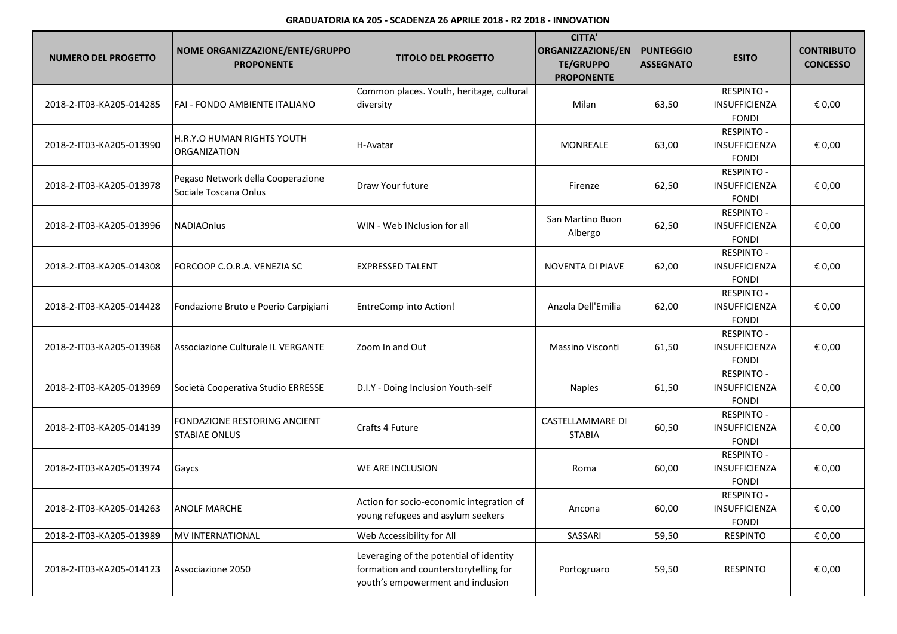**GRADUATORIA KA 205 - SCADENZA 26 APRILE 2018 - R2 2018 - INNOVATION**

| NUMERO DEL PROGETTO | NOME ORGANIZZAZIONE/ENTE/GRUPPO PROPONENTE | TITOLO DEL PROGETTO | CITTA' ORGANIZZAZIONE/ENTE/GRUPPO PROPONENTE | PUNTEGGIO ASSEGNATO | ESITO | CONTRIBUTO CONCESSO |
|---|---|---|---|---|---|---|
| 2018-2-IT03-KA205-014285 | FAI - FONDO AMBIENTE ITALIANO | Common places. Youth, heritage, cultural diversity | Milan | 63,50 | RESPINTO - INSUFFICIENZA FONDI | € 0,00 |
| 2018-2-IT03-KA205-013990 | H.R.Y.O HUMAN RIGHTS YOUTH ORGANIZATION | H-Avatar | MONREALE | 63,00 | RESPINTO - INSUFFICIENZA FONDI | € 0,00 |
| 2018-2-IT03-KA205-013978 | Pegaso Network della Cooperazione Sociale Toscana Onlus | Draw Your future | Firenze | 62,50 | RESPINTO - INSUFFICIENZA FONDI | € 0,00 |
| 2018-2-IT03-KA205-013996 | NADIAOnlus | WIN - Web INclusion for all | San Martino Buon Albergo | 62,50 | RESPINTO - INSUFFICIENZA FONDI | € 0,00 |
| 2018-2-IT03-KA205-014308 | FORCOOP C.O.R.A. VENEZIA SC | EXPRESSED TALENT | NOVENTA DI PIAVE | 62,00 | RESPINTO - INSUFFICIENZA FONDI | € 0,00 |
| 2018-2-IT03-KA205-014428 | Fondazione Bruto e Poerio Carpigiani | EntreComp into Action! | Anzola Dell'Emilia | 62,00 | RESPINTO - INSUFFICIENZA FONDI | € 0,00 |
| 2018-2-IT03-KA205-013968 | Associazione Culturale IL VERGANTE | Zoom In and Out | Massino Visconti | 61,50 | RESPINTO - INSUFFICIENZA FONDI | € 0,00 |
| 2018-2-IT03-KA205-013969 | Società Cooperativa Studio ERRESSE | D.I.Y - Doing Inclusion Youth-self | Naples | 61,50 | RESPINTO - INSUFFICIENZA FONDI | € 0,00 |
| 2018-2-IT03-KA205-014139 | FONDAZIONE RESTORING ANCIENT STABIAE ONLUS | Crafts 4 Future | CASTELLAMMARE DI STABIA | 60,50 | RESPINTO - INSUFFICIENZA FONDI | € 0,00 |
| 2018-2-IT03-KA205-013974 | Gaycs | WE ARE INCLUSION | Roma | 60,00 | RESPINTO - INSUFFICIENZA FONDI | € 0,00 |
| 2018-2-IT03-KA205-014263 | ANOLF MARCHE | Action for socio-economic integration of young refugees and asylum seekers | Ancona | 60,00 | RESPINTO - INSUFFICIENZA FONDI | € 0,00 |
| 2018-2-IT03-KA205-013989 | MV INTERNATIONAL | Web Accessibility for All | SASSARI | 59,50 | RESPINTO | € 0,00 |
| 2018-2-IT03-KA205-014123 | Associazione 2050 | Leveraging of the potential of identity formation and counterstorytelling for youth's empowerment and inclusion | Portogruaro | 59,50 | RESPINTO | € 0,00 |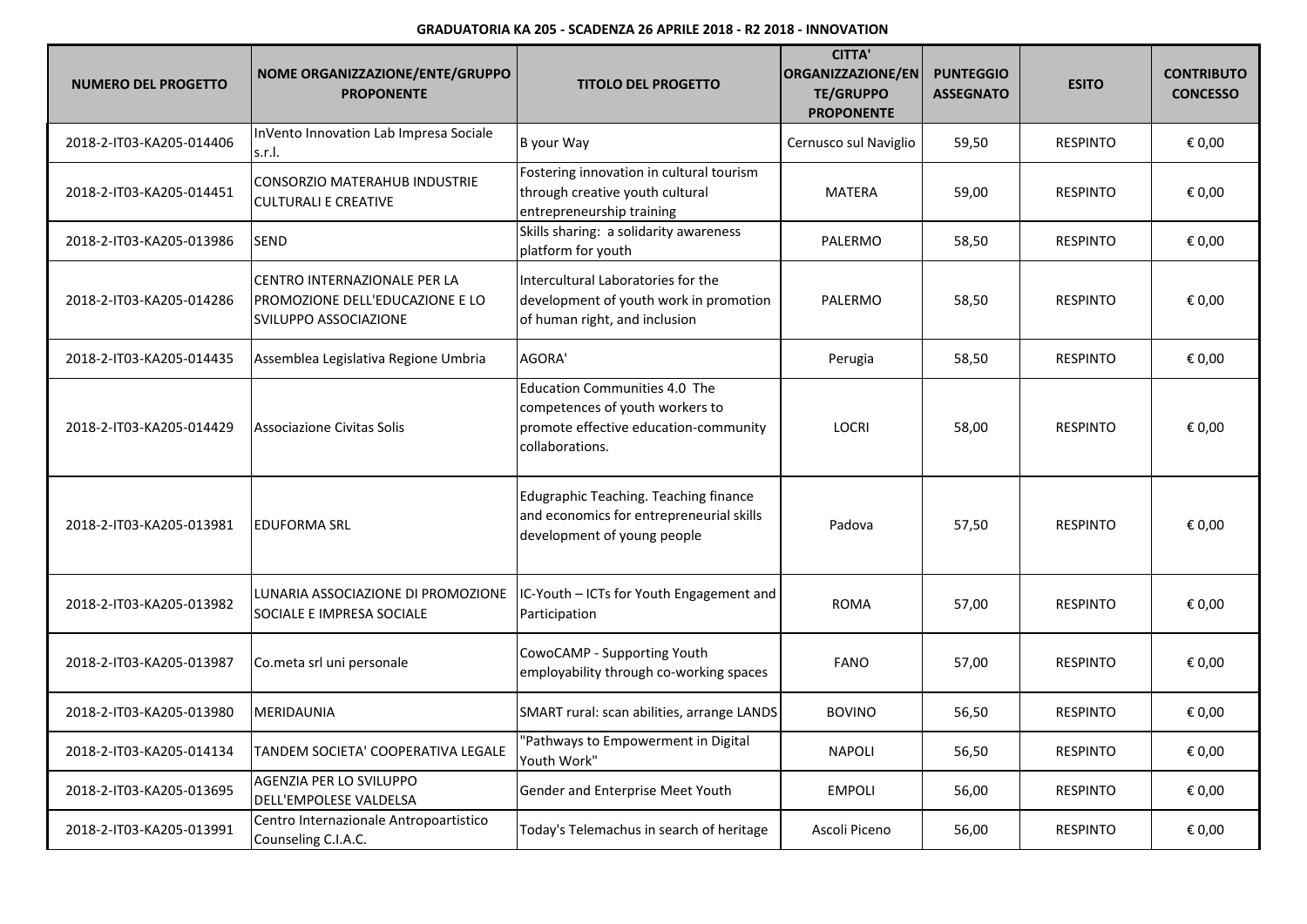**GRADUATORIA KA 205 - SCADENZA 26 APRILE 2018 - R2 2018 - INNOVATION**

| NUMERO DEL PROGETTO | NOME ORGANIZZAZIONE/ENTE/GRUPPO PROPONENTE | TITOLO DEL PROGETTO | CITTA' ORGANIZZAZIONE/ENTE/GRUPPO PROPONENTE | PUNTEGGIO ASSEGNATO | ESITO | CONTRIBUTO CONCESSO |
|---|---|---|---|---|---|---|
| 2018-2-IT03-KA205-014406 | InVento Innovation Lab Impresa Sociale s.r.l. | B your Way | Cernusco sul Naviglio | 59,50 | RESPINTO | € 0,00 |
| 2018-2-IT03-KA205-014451 | CONSORZIO MATERAHUB INDUSTRIE CULTURALI E CREATIVE | Fostering innovation in cultural tourism through creative youth cultural entrepreneurship training | MATERA | 59,00 | RESPINTO | € 0,00 |
| 2018-2-IT03-KA205-013986 | SEND | Skills sharing: a solidarity awareness platform for youth | PALERMO | 58,50 | RESPINTO | € 0,00 |
| 2018-2-IT03-KA205-014286 | CENTRO INTERNAZIONALE PER LA PROMOZIONE DELL'EDUCAZIONE E LO SVILUPPO ASSOCIAZIONE | Intercultural Laboratories for the development of youth work in promotion of human right, and inclusion | PALERMO | 58,50 | RESPINTO | € 0,00 |
| 2018-2-IT03-KA205-014435 | Assemblea Legislativa Regione Umbria | AGORA' | Perugia | 58,50 | RESPINTO | € 0,00 |
| 2018-2-IT03-KA205-014429 | Associazione Civitas Solis | Education Communities 4.0 The competences of youth workers to promote effective education-community collaborations. | LOCRI | 58,00 | RESPINTO | € 0,00 |
| 2018-2-IT03-KA205-013981 | EDUFORMA SRL | Edugraphic Teaching. Teaching finance and economics for entrepreneurial skills development of young people | Padova | 57,50 | RESPINTO | € 0,00 |
| 2018-2-IT03-KA205-013982 | LUNARIA ASSOCIAZIONE DI PROMOZIONE SOCIALE E IMPRESA SOCIALE | IC-Youth – ICTs for Youth Engagement and Participation | ROMA | 57,00 | RESPINTO | € 0,00 |
| 2018-2-IT03-KA205-013987 | Co.meta srl uni personale | CowoCAMP - Supporting Youth employability through co-working spaces | FANO | 57,00 | RESPINTO | € 0,00 |
| 2018-2-IT03-KA205-013980 | MERIDAUNIA | SMART rural: scan abilities, arrange LANDS | BOVINO | 56,50 | RESPINTO | € 0,00 |
| 2018-2-IT03-KA205-014134 | TANDEM SOCIETA' COOPERATIVA LEGALE | "Pathways to Empowerment in Digital Youth Work" | NAPOLI | 56,50 | RESPINTO | € 0,00 |
| 2018-2-IT03-KA205-013695 | AGENZIA PER LO SVILUPPO DELL'EMPOLESE VALDELSA | Gender and Enterprise Meet Youth | EMPOLI | 56,00 | RESPINTO | € 0,00 |
| 2018-2-IT03-KA205-013991 | Centro Internazionale Antropoartistico Counseling C.I.A.C. | Today's Telemachus in search of heritage | Ascoli Piceno | 56,00 | RESPINTO | € 0,00 |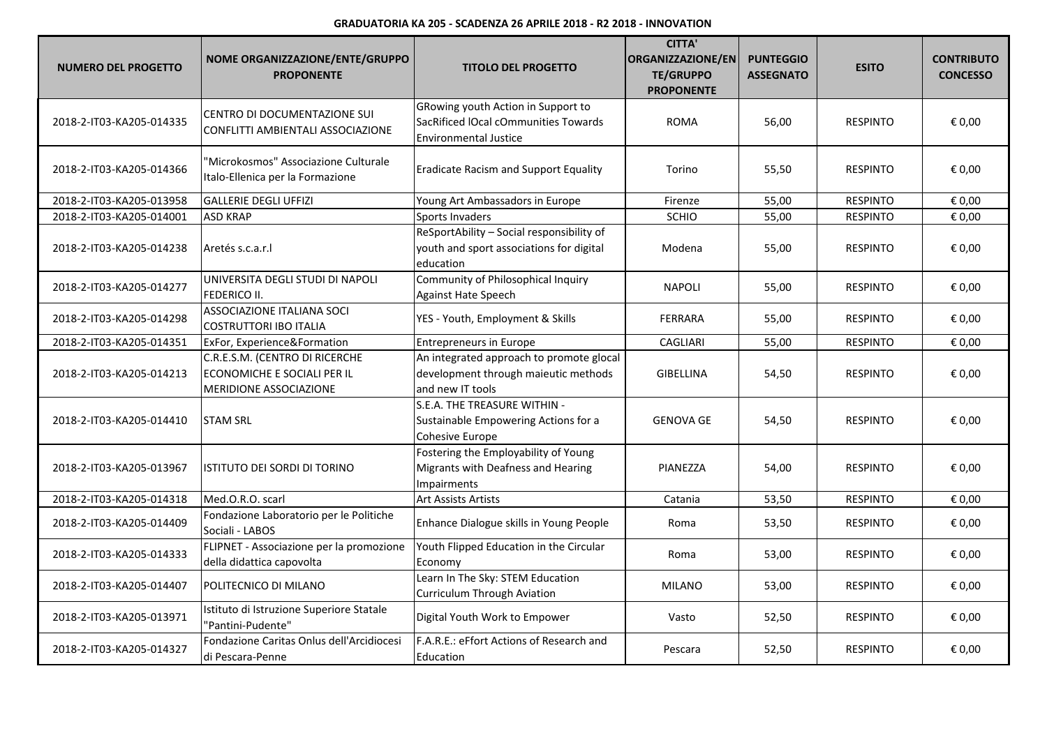**GRADUATORIA KA 205 - SCADENZA 26 APRILE 2018 - R2 2018 - INNOVATION**

| NUMERO DEL PROGETTO | NOME ORGANIZZAZIONE/ENTE/GRUPPO PROPONENTE | TITOLO DEL PROGETTO | CITTA' ORGANIZZAZIONE/ENTE/GRUPPO PROPONENTE | PUNTEGGIO ASSEGNATO | ESITO | CONTRIBUTO CONCESSO |
|---|---|---|---|---|---|---|
| 2018-2-IT03-KA205-014335 | CENTRO DI DOCUMENTAZIONE SUI CONFLITTI AMBIENTALI ASSOCIAZIONE | GRowing youth Action in Support to SacRificed IOcal cOmmunities Towards Environmental Justice | ROMA | 56,00 | RESPINTO | € 0,00 |
| 2018-2-IT03-KA205-014366 | "Microkosmos" Associazione Culturale Italo-Ellenica per la Formazione | Eradicate Racism and Support Equality | Torino | 55,50 | RESPINTO | € 0,00 |
| 2018-2-IT03-KA205-013958 | GALLERIE DEGLI UFFIZI | Young Art Ambassadors in Europe | Firenze | 55,00 | RESPINTO | € 0,00 |
| 2018-2-IT03-KA205-014001 | ASD KRAP | Sports Invaders | SCHIO | 55,00 | RESPINTO | € 0,00 |
| 2018-2-IT03-KA205-014238 | Aretés s.c.a.r.l | ReSportAbility – Social responsibility of youth and sport associations for digital education | Modena | 55,00 | RESPINTO | € 0,00 |
| 2018-2-IT03-KA205-014277 | UNIVERSITA DEGLI STUDI DI NAPOLI FEDERICO II. | Community of Philosophical Inquiry Against Hate Speech | NAPOLI | 55,00 | RESPINTO | € 0,00 |
| 2018-2-IT03-KA205-014298 | ASSOCIAZIONE ITALIANA SOCI COSTRUTTORI IBO ITALIA | YES - Youth, Employment & Skills | FERRARA | 55,00 | RESPINTO | € 0,00 |
| 2018-2-IT03-KA205-014351 | ExFor, Experience&Formation | Entrepreneurs in Europe | CAGLIARI | 55,00 | RESPINTO | € 0,00 |
| 2018-2-IT03-KA205-014213 | C.R.E.S.M. (CENTRO DI RICERCHE ECONOMICHE E SOCIALI PER IL MERIDIONE ASSOCIAZIONE | An integrated approach to promote glocal development through maieutic methods and new IT tools | GIBELLINA | 54,50 | RESPINTO | € 0,00 |
| 2018-2-IT03-KA205-014410 | STAM SRL | S.E.A. THE TREASURE WITHIN - Sustainable Empowering Actions for a Cohesive Europe | GENOVA GE | 54,50 | RESPINTO | € 0,00 |
| 2018-2-IT03-KA205-013967 | ISTITUTO DEI SORDI DI TORINO | Fostering the Employability of Young Migrants with Deafness and Hearing Impairments | PIANEZZA | 54,00 | RESPINTO | € 0,00 |
| 2018-2-IT03-KA205-014318 | Med.O.R.O. scarl | Art Assists Artists | Catania | 53,50 | RESPINTO | € 0,00 |
| 2018-2-IT03-KA205-014409 | Fondazione Laboratorio per le Politiche Sociali - LABOS | Enhance Dialogue skills in Young People | Roma | 53,50 | RESPINTO | € 0,00 |
| 2018-2-IT03-KA205-014333 | FLIPNET - Associazione per la promozione della didattica capovolta | Youth Flipped Education in the Circular Economy | Roma | 53,00 | RESPINTO | € 0,00 |
| 2018-2-IT03-KA205-014407 | POLITECNICO DI MILANO | Learn In The Sky: STEM Education Curriculum Through Aviation | MILANO | 53,00 | RESPINTO | € 0,00 |
| 2018-2-IT03-KA205-013971 | Istituto di Istruzione Superiore Statale "Pantini-Pudente" | Digital Youth Work to Empower | Vasto | 52,50 | RESPINTO | € 0,00 |
| 2018-2-IT03-KA205-014327 | Fondazione Caritas Onlus dell'Arcidiocesi di Pescara-Penne | F.A.R.E.: eFfort Actions of Research and Education | Pescara | 52,50 | RESPINTO | € 0,00 |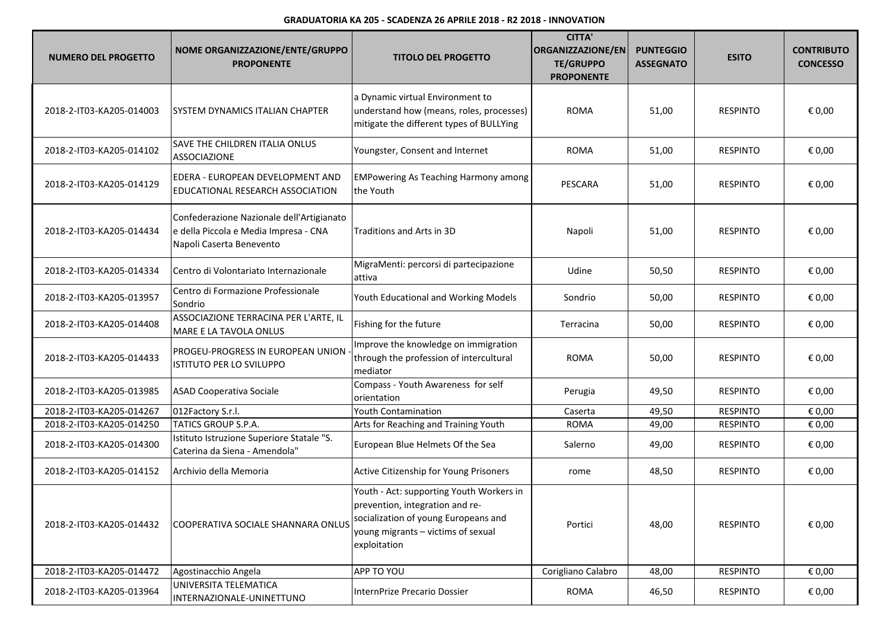**GRADUATORIA KA 205 - SCADENZA 26 APRILE 2018 - R2 2018 - INNOVATION**

| NUMERO DEL PROGETTO | NOME ORGANIZZAZIONE/ENTE/GRUPPO PROPONENTE | TITOLO DEL PROGETTO | CITTA' ORGANIZZAZIONE/ENTE/GRUPPO PROPONENTE | PUNTEGGIO ASSEGNATO | ESITO | CONTRIBUTO CONCESSO |
|---|---|---|---|---|---|---|
| 2018-2-IT03-KA205-014003 | SYSTEM DYNAMICS ITALIAN CHAPTER | a Dynamic virtual Environment to understand how (means, roles, processes) mitigate the different types of BULLYing | ROMA | 51,00 | RESPINTO | € 0,00 |
| 2018-2-IT03-KA205-014102 | SAVE THE CHILDREN ITALIA ONLUS ASSOCIAZIONE | Youngster, Consent and Internet | ROMA | 51,00 | RESPINTO | € 0,00 |
| 2018-2-IT03-KA205-014129 | EDERA - EUROPEAN DEVELOPMENT AND EDUCATIONAL RESEARCH ASSOCIATION | EMPowering As Teaching Harmony among the Youth | PESCARA | 51,00 | RESPINTO | € 0,00 |
| 2018-2-IT03-KA205-014434 | Confederazione Nazionale dell'Artigianato e della Piccola e Media Impresa - CNA Napoli Caserta Benevento | Traditions and Arts in 3D | Napoli | 51,00 | RESPINTO | € 0,00 |
| 2018-2-IT03-KA205-014334 | Centro di Volontariato Internazionale | MigraMenti: percorsi di partecipazione attiva | Udine | 50,50 | RESPINTO | € 0,00 |
| 2018-2-IT03-KA205-013957 | Centro di Formazione Professionale Sondrio | Youth Educational and Working Models | Sondrio | 50,00 | RESPINTO | € 0,00 |
| 2018-2-IT03-KA205-014408 | ASSOCIAZIONE TERRACINA PER L'ARTE, IL MARE E LA TAVOLA ONLUS | Fishing for the future | Terracina | 50,00 | RESPINTO | € 0,00 |
| 2018-2-IT03-KA205-014433 | PROGEU-PROGRESS IN EUROPEAN UNION - ISTITUTO PER LO SVILUPPO | Improve the knowledge on immigration through the profession of intercultural mediator | ROMA | 50,00 | RESPINTO | € 0,00 |
| 2018-2-IT03-KA205-013985 | ASAD Cooperativa Sociale | Compass - Youth Awareness for self orientation | Perugia | 49,50 | RESPINTO | € 0,00 |
| 2018-2-IT03-KA205-014267 | 012Factory S.r.l. | Youth Contamination | Caserta | 49,50 | RESPINTO | € 0,00 |
| 2018-2-IT03-KA205-014250 | TATICS GROUP S.P.A. | Arts for Reaching and Training Youth | ROMA | 49,00 | RESPINTO | € 0,00 |
| 2018-2-IT03-KA205-014300 | Istituto Istruzione Superiore Statale "S. Caterina da Siena - Amendola" | European Blue Helmets Of the Sea | Salerno | 49,00 | RESPINTO | € 0,00 |
| 2018-2-IT03-KA205-014152 | Archivio della Memoria | Active Citizenship for Young Prisoners | rome | 48,50 | RESPINTO | € 0,00 |
| 2018-2-IT03-KA205-014432 | COOPERATIVA SOCIALE SHANNARA ONLUS | Youth - Act: supporting Youth Workers in prevention, integration and re-socialization of young Europeans and young migrants – victims of sexual exploitation | Portici | 48,00 | RESPINTO | € 0,00 |
| 2018-2-IT03-KA205-014472 | Agostinacchio Angela | APP TO YOU | Corigliano Calabro | 48,00 | RESPINTO | € 0,00 |
| 2018-2-IT03-KA205-013964 | UNIVERSITA TELEMATICA INTERNAZIONALE-UNINETTUNO | InternPrize Precario Dossier | ROMA | 46,50 | RESPINTO | € 0,00 |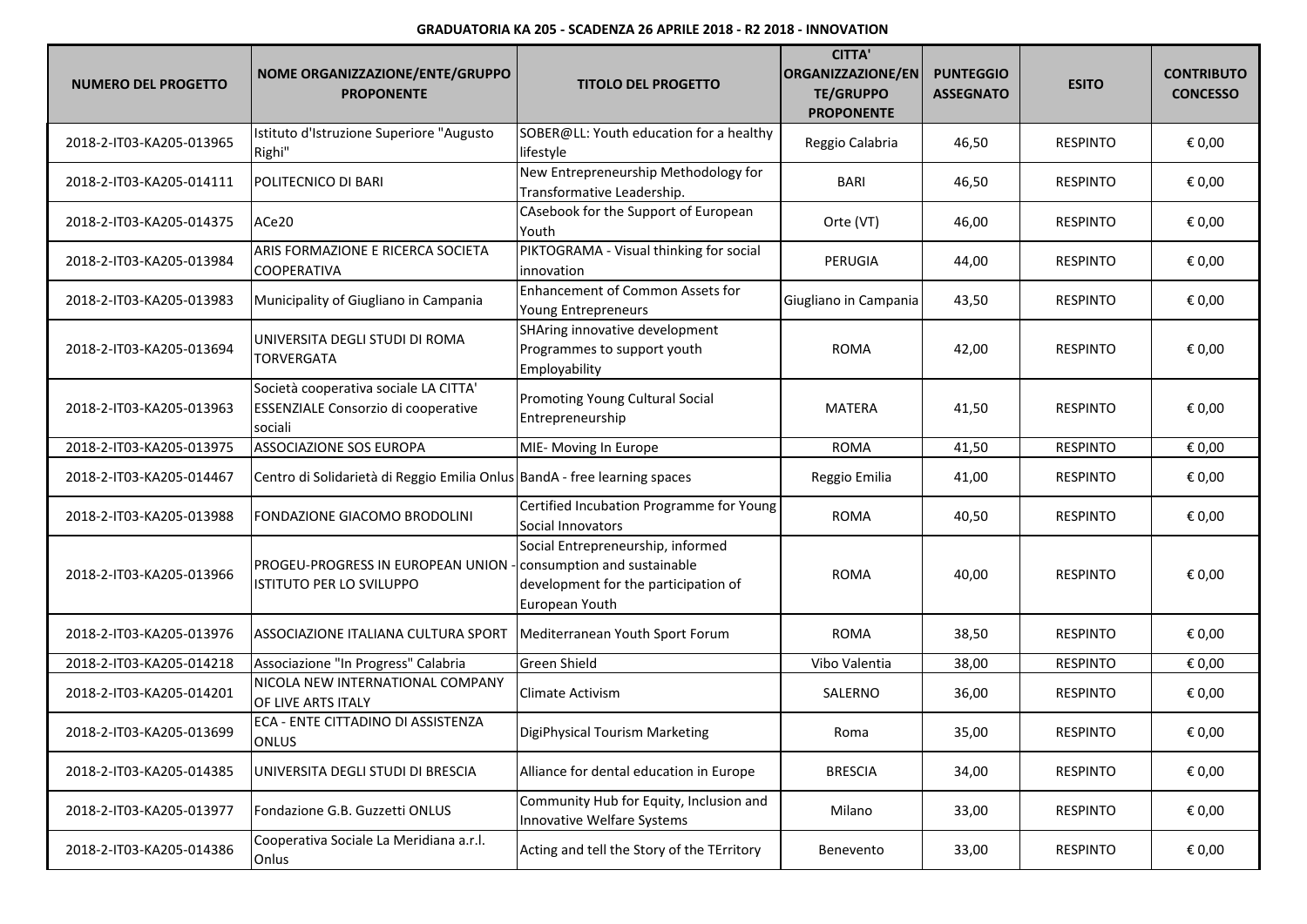**GRADUATORIA KA 205 - SCADENZA 26 APRILE 2018 - R2 2018 - INNOVATION**

| NUMERO DEL PROGETTO | NOME ORGANIZZAZIONE/ENTE/GRUPPO PROPONENTE | TITOLO DEL PROGETTO | CITTA' ORGANIZZAZIONE/ENTE/GRUPPO PROPONENTE | PUNTEGGIO ASSEGNATO | ESITO | CONTRIBUTO CONCESSO |
|---|---|---|---|---|---|---|
| 2018-2-IT03-KA205-013965 | Istituto d'Istruzione Superiore "Augusto Righi" | SOBER@LL: Youth education for a healthy lifestyle | Reggio Calabria | 46,50 | RESPINTO | € 0,00 |
| 2018-2-IT03-KA205-014111 | POLITECNICO DI BARI | New Entrepreneurship Methodology for Transformative Leadership. | BARI | 46,50 | RESPINTO | € 0,00 |
| 2018-2-IT03-KA205-014375 | ACe20 | CAsebook for the Support of European Youth | Orte (VT) | 46,00 | RESPINTO | € 0,00 |
| 2018-2-IT03-KA205-013984 | ARIS FORMAZIONE E RICERCA SOCIETA COOPERATIVA | PIKTOGRAMA - Visual thinking for social innovation | PERUGIA | 44,00 | RESPINTO | € 0,00 |
| 2018-2-IT03-KA205-013983 | Municipality of Giugliano in Campania | Enhancement of Common Assets for Young Entrepreneurs | Giugliano in Campania | 43,50 | RESPINTO | € 0,00 |
| 2018-2-IT03-KA205-013694 | UNIVERSITA DEGLI STUDI DI ROMA TORVERGATA | SHAring innovative development Programmes to support youth Employability | ROMA | 42,00 | RESPINTO | € 0,00 |
| 2018-2-IT03-KA205-013963 | Società cooperativa sociale LA CITTA' ESSENZIALE Consorzio di cooperative sociali | Promoting Young Cultural Social Entrepreneurship | MATERA | 41,50 | RESPINTO | € 0,00 |
| 2018-2-IT03-KA205-013975 | ASSOCIAZIONE SOS EUROPA | MIE- Moving In Europe | ROMA | 41,50 | RESPINTO | € 0,00 |
| 2018-2-IT03-KA205-014467 | Centro di Solidarietà di Reggio Emilia Onlus | BandA - free learning spaces | Reggio Emilia | 41,00 | RESPINTO | € 0,00 |
| 2018-2-IT03-KA205-013988 | FONDAZIONE GIACOMO BRODOLINI | Certified Incubation Programme for Young Social Innovators | ROMA | 40,50 | RESPINTO | € 0,00 |
| 2018-2-IT03-KA205-013966 | PROGEU-PROGRESS IN EUROPEAN UNION - ISTITUTO PER LO SVILUPPO | Social Entrepreneurship, informed consumption and sustainable development for the participation of European Youth | ROMA | 40,00 | RESPINTO | € 0,00 |
| 2018-2-IT03-KA205-013976 | ASSOCIAZIONE ITALIANA CULTURA SPORT | Mediterranean Youth Sport Forum | ROMA | 38,50 | RESPINTO | € 0,00 |
| 2018-2-IT03-KA205-014218 | Associazione "In Progress" Calabria | Green Shield | Vibo Valentia | 38,00 | RESPINTO | € 0,00 |
| 2018-2-IT03-KA205-014201 | NICOLA NEW INTERNATIONAL COMPANY OF LIVE ARTS ITALY | Climate Activism | SALERNO | 36,00 | RESPINTO | € 0,00 |
| 2018-2-IT03-KA205-013699 | ECA - ENTE CITTADINO DI ASSISTENZA ONLUS | DigiPhysical Tourism Marketing | Roma | 35,00 | RESPINTO | € 0,00 |
| 2018-2-IT03-KA205-014385 | UNIVERSITA DEGLI STUDI DI BRESCIA | Alliance for dental education in Europe | BRESCIA | 34,00 | RESPINTO | € 0,00 |
| 2018-2-IT03-KA205-013977 | Fondazione G.B. Guzzetti ONLUS | Community Hub for Equity, Inclusion and Innovative Welfare Systems | Milano | 33,00 | RESPINTO | € 0,00 |
| 2018-2-IT03-KA205-014386 | Cooperativa Sociale La Meridiana a.r.l. Onlus | Acting and tell the Story of the TErritory | Benevento | 33,00 | RESPINTO | € 0,00 |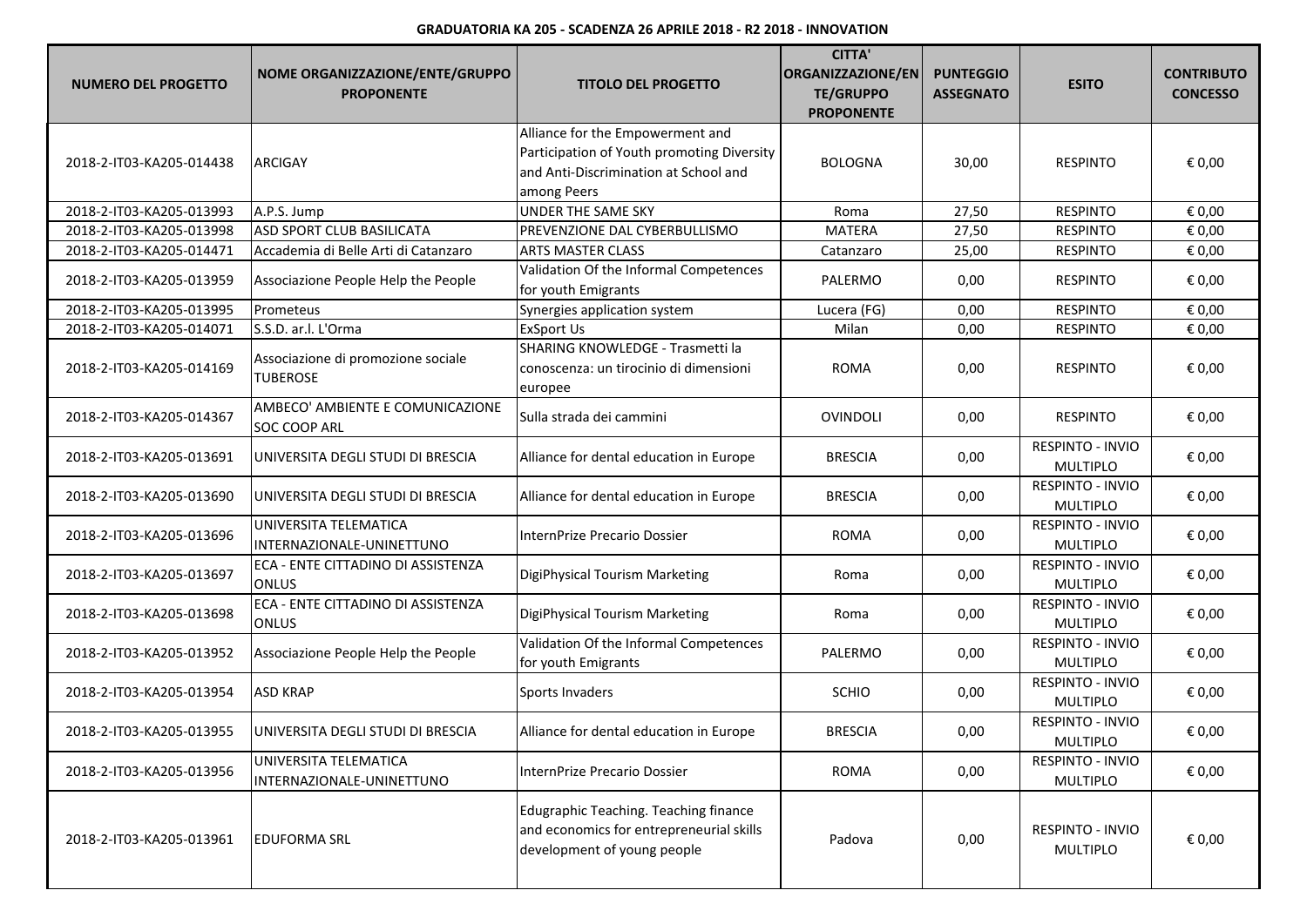**GRADUATORIA KA 205 - SCADENZA 26 APRILE 2018 - R2 2018 - INNOVATION**

| NUMERO DEL PROGETTO | NOME ORGANIZZAZIONE/ENTE/GRUPPO PROPONENTE | TITOLO DEL PROGETTO | CITTA' ORGANIZZAZIONE/ENTE/GRUPPO PROPONENTE | PUNTEGGIO ASSEGNATO | ESITO | CONTRIBUTO CONCESSO |
|---|---|---|---|---|---|---|
| 2018-2-IT03-KA205-014438 | ARCIGAY | Alliance for the Empowerment and Participation of Youth promoting Diversity and Anti-Discrimination at School and among Peers | BOLOGNA | 30,00 | RESPINTO | € 0,00 |
| 2018-2-IT03-KA205-013993 | A.P.S. Jump | UNDER THE SAME SKY | Roma | 27,50 | RESPINTO | € 0,00 |
| 2018-2-IT03-KA205-013998 | ASD SPORT CLUB BASILICATA | PREVENZIONE DAL CYBERBULLISMO | MATERA | 27,50 | RESPINTO | € 0,00 |
| 2018-2-IT03-KA205-014471 | Accademia di Belle Arti di Catanzaro | ARTS MASTER CLASS | Catanzaro | 25,00 | RESPINTO | € 0,00 |
| 2018-2-IT03-KA205-013959 | Associazione People Help the People | Validation Of the Informal Competences for youth Emigrants | PALERMO | 0,00 | RESPINTO | € 0,00 |
| 2018-2-IT03-KA205-013995 | Prometeus | Synergies application system | Lucera (FG) | 0,00 | RESPINTO | € 0,00 |
| 2018-2-IT03-KA205-014071 | S.S.D. ar.l. L'Orma | ExSport Us | Milan | 0,00 | RESPINTO | € 0,00 |
| 2018-2-IT03-KA205-014169 | Associazione di promozione sociale TUBEROSE | SHARING KNOWLEDGE - Trasmetti la conoscenza: un tirocinio di dimensioni europee | ROMA | 0,00 | RESPINTO | € 0,00 |
| 2018-2-IT03-KA205-014367 | AMBECO' AMBIENTE E COMUNICAZIONE SOC COOP ARL | Sulla strada dei cammini | OVINDOLI | 0,00 | RESPINTO | € 0,00 |
| 2018-2-IT03-KA205-013691 | UNIVERSITA DEGLI STUDI DI BRESCIA | Alliance for dental education in Europe | BRESCIA | 0,00 | RESPINTO - INVIO MULTIPLO | € 0,00 |
| 2018-2-IT03-KA205-013690 | UNIVERSITA DEGLI STUDI DI BRESCIA | Alliance for dental education in Europe | BRESCIA | 0,00 | RESPINTO - INVIO MULTIPLO | € 0,00 |
| 2018-2-IT03-KA205-013696 | UNIVERSITA TELEMATICA INTERNAZIONALE-UNINETTUNO | InternPrize Precario Dossier | ROMA | 0,00 | RESPINTO - INVIO MULTIPLO | € 0,00 |
| 2018-2-IT03-KA205-013697 | ECA - ENTE CITTADINO DI ASSISTENZA ONLUS | DigiPhysical Tourism Marketing | Roma | 0,00 | RESPINTO - INVIO MULTIPLO | € 0,00 |
| 2018-2-IT03-KA205-013698 | ECA - ENTE CITTADINO DI ASSISTENZA ONLUS | DigiPhysical Tourism Marketing | Roma | 0,00 | RESPINTO - INVIO MULTIPLO | € 0,00 |
| 2018-2-IT03-KA205-013952 | Associazione People Help the People | Validation Of the Informal Competences for youth Emigrants | PALERMO | 0,00 | RESPINTO - INVIO MULTIPLO | € 0,00 |
| 2018-2-IT03-KA205-013954 | ASD KRAP | Sports Invaders | SCHIO | 0,00 | RESPINTO - INVIO MULTIPLO | € 0,00 |
| 2018-2-IT03-KA205-013955 | UNIVERSITA DEGLI STUDI DI BRESCIA | Alliance for dental education in Europe | BRESCIA | 0,00 | RESPINTO - INVIO MULTIPLO | € 0,00 |
| 2018-2-IT03-KA205-013956 | UNIVERSITA TELEMATICA INTERNAZIONALE-UNINETTUNO | InternPrize Precario Dossier | ROMA | 0,00 | RESPINTO - INVIO MULTIPLO | € 0,00 |
| 2018-2-IT03-KA205-013961 | EDUFORMA SRL | Edugraphic Teaching. Teaching finance and economics for entrepreneurial skills development of young people | Padova | 0,00 | RESPINTO - INVIO MULTIPLO | € 0,00 |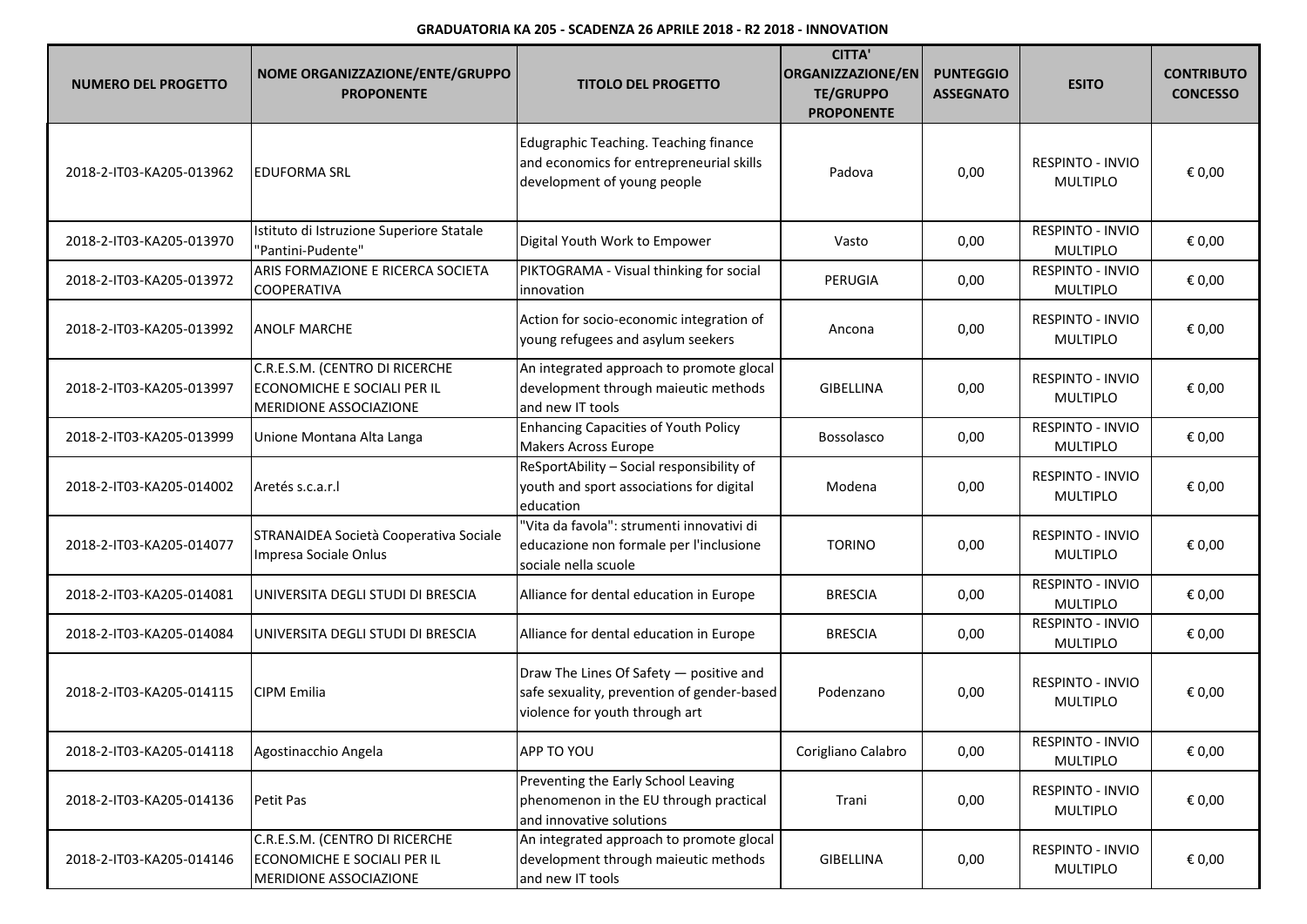**GRADUATORIA KA 205 - SCADENZA 26 APRILE 2018 - R2 2018 - INNOVATION**

| NUMERO DEL PROGETTO | NOME ORGANIZZAZIONE/ENTE/GRUPPO PROPONENTE | TITOLO DEL PROGETTO | CITTA' ORGANIZZAZIONE/ENTE/GRUPPO PROPONENTE | PUNTEGGIO ASSEGNATO | ESITO | CONTRIBUTO CONCESSO |
|---|---|---|---|---|---|---|
| 2018-2-IT03-KA205-013962 | EDUFORMA SRL | Edugraphic Teaching. Teaching finance and economics for entrepreneurial skills development of young people | Padova | 0,00 | RESPINTO - INVIO MULTIPLO | € 0,00 |
| 2018-2-IT03-KA205-013970 | Istituto di Istruzione Superiore Statale "Pantini-Pudente" | Digital Youth Work to Empower | Vasto | 0,00 | RESPINTO - INVIO MULTIPLO | € 0,00 |
| 2018-2-IT03-KA205-013972 | ARIS FORMAZIONE E RICERCA SOCIETA COOPERATIVA | PIKTOGRAMA - Visual thinking for social innovation | PERUGIA | 0,00 | RESPINTO - INVIO MULTIPLO | € 0,00 |
| 2018-2-IT03-KA205-013992 | ANOLF MARCHE | Action for socio-economic integration of young refugees and asylum seekers | Ancona | 0,00 | RESPINTO - INVIO MULTIPLO | € 0,00 |
| 2018-2-IT03-KA205-013997 | C.R.E.S.M. (CENTRO DI RICERCHE ECONOMICHE E SOCIALI PER IL MERIDIONE ASSOCIAZIONE | An integrated approach to promote glocal development through maieutic methods and new IT tools | GIBELLINA | 0,00 | RESPINTO - INVIO MULTIPLO | € 0,00 |
| 2018-2-IT03-KA205-013999 | Unione Montana Alta Langa | Enhancing Capacities of Youth Policy Makers Across Europe | Bossolasco | 0,00 | RESPINTO - INVIO MULTIPLO | € 0,00 |
| 2018-2-IT03-KA205-014002 | Aretés s.c.a.r.l | ReSportAbility – Social responsibility of youth and sport associations for digital education | Modena | 0,00 | RESPINTO - INVIO MULTIPLO | € 0,00 |
| 2018-2-IT03-KA205-014077 | STRANAIDEA Società Cooperativa Sociale Impresa Sociale Onlus | "Vita da favola": strumenti innovativi di educazione non formale per l'inclusione sociale nella scuole | TORINO | 0,00 | RESPINTO - INVIO MULTIPLO | € 0,00 |
| 2018-2-IT03-KA205-014081 | UNIVERSITA DEGLI STUDI DI BRESCIA | Alliance for dental education in Europe | BRESCIA | 0,00 | RESPINTO - INVIO MULTIPLO | € 0,00 |
| 2018-2-IT03-KA205-014084 | UNIVERSITA DEGLI STUDI DI BRESCIA | Alliance for dental education in Europe | BRESCIA | 0,00 | RESPINTO - INVIO MULTIPLO | € 0,00 |
| 2018-2-IT03-KA205-014115 | CIPM Emilia | Draw The Lines Of Safety — positive and safe sexuality, prevention of gender-based violence for youth through art | Podenzano | 0,00 | RESPINTO - INVIO MULTIPLO | € 0,00 |
| 2018-2-IT03-KA205-014118 | Agostinacchio Angela | APP TO YOU | Corigliano Calabro | 0,00 | RESPINTO - INVIO MULTIPLO | € 0,00 |
| 2018-2-IT03-KA205-014136 | Petit Pas | Preventing the Early School Leaving phenomenon in the EU through practical and innovative solutions | Trani | 0,00 | RESPINTO - INVIO MULTIPLO | € 0,00 |
| 2018-2-IT03-KA205-014146 | C.R.E.S.M. (CENTRO DI RICERCHE ECONOMICHE E SOCIALI PER IL MERIDIONE ASSOCIAZIONE | An integrated approach to promote glocal development through maieutic methods and new IT tools | GIBELLINA | 0,00 | RESPINTO - INVIO MULTIPLO | € 0,00 |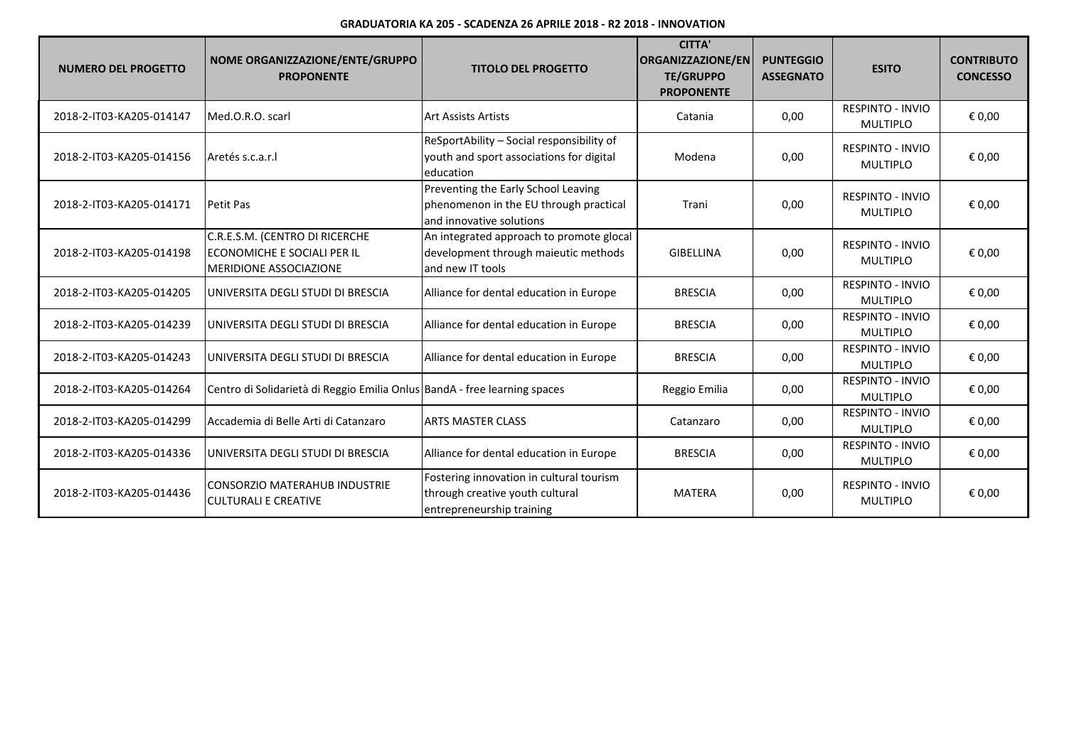**GRADUATORIA KA 205 - SCADENZA 26 APRILE 2018 - R2 2018 - INNOVATION**

| NUMERO DEL PROGETTO | NOME ORGANIZZAZIONE/ENTE/GRUPPO PROPONENTE | TITOLO DEL PROGETTO | CITTA' ORGANIZZAZIONE/ENTE/GRUPPO PROPONENTE | PUNTEGGIO ASSEGNATO | ESITO | CONTRIBUTO CONCESSO |
|---|---|---|---|---|---|---|
| 2018-2-IT03-KA205-014147 | Med.O.R.O. scarl | Art Assists Artists | Catania | 0,00 | RESPINTO - INVIO MULTIPLO | € 0,00 |
| 2018-2-IT03-KA205-014156 | Aretés s.c.a.r.l | ReSportAbility – Social responsibility of youth and sport associations for digital education | Modena | 0,00 | RESPINTO - INVIO MULTIPLO | € 0,00 |
| 2018-2-IT03-KA205-014171 | Petit Pas | Preventing the Early School Leaving phenomenon in the EU through practical and innovative solutions | Trani | 0,00 | RESPINTO - INVIO MULTIPLO | € 0,00 |
| 2018-2-IT03-KA205-014198 | C.R.E.S.M. (CENTRO DI RICERCHE ECONOMICHE E SOCIALI PER IL MERIDIONE ASSOCIAZIONE | An integrated approach to promote glocal development through maieutic methods and new IT tools | GIBELLINA | 0,00 | RESPINTO - INVIO MULTIPLO | € 0,00 |
| 2018-2-IT03-KA205-014205 | UNIVERSITA DEGLI STUDI DI BRESCIA | Alliance for dental education in Europe | BRESCIA | 0,00 | RESPINTO - INVIO MULTIPLO | € 0,00 |
| 2018-2-IT03-KA205-014239 | UNIVERSITA DEGLI STUDI DI BRESCIA | Alliance for dental education in Europe | BRESCIA | 0,00 | RESPINTO - INVIO MULTIPLO | € 0,00 |
| 2018-2-IT03-KA205-014243 | UNIVERSITA DEGLI STUDI DI BRESCIA | Alliance for dental education in Europe | BRESCIA | 0,00 | RESPINTO - INVIO MULTIPLO | € 0,00 |
| 2018-2-IT03-KA205-014264 | Centro di Solidarietà di Reggio Emilia Onlus | BandA - free learning spaces | Reggio Emilia | 0,00 | RESPINTO - INVIO MULTIPLO | € 0,00 |
| 2018-2-IT03-KA205-014299 | Accademia di Belle Arti di Catanzaro | ARTS MASTER CLASS | Catanzaro | 0,00 | RESPINTO - INVIO MULTIPLO | € 0,00 |
| 2018-2-IT03-KA205-014336 | UNIVERSITA DEGLI STUDI DI BRESCIA | Alliance for dental education in Europe | BRESCIA | 0,00 | RESPINTO - INVIO MULTIPLO | € 0,00 |
| 2018-2-IT03-KA205-014436 | CONSORZIO MATERAHUB INDUSTRIE CULTURALI E CREATIVE | Fostering innovation in cultural tourism through creative youth cultural entrepreneurship training | MATERA | 0,00 | RESPINTO - INVIO MULTIPLO | € 0,00 |